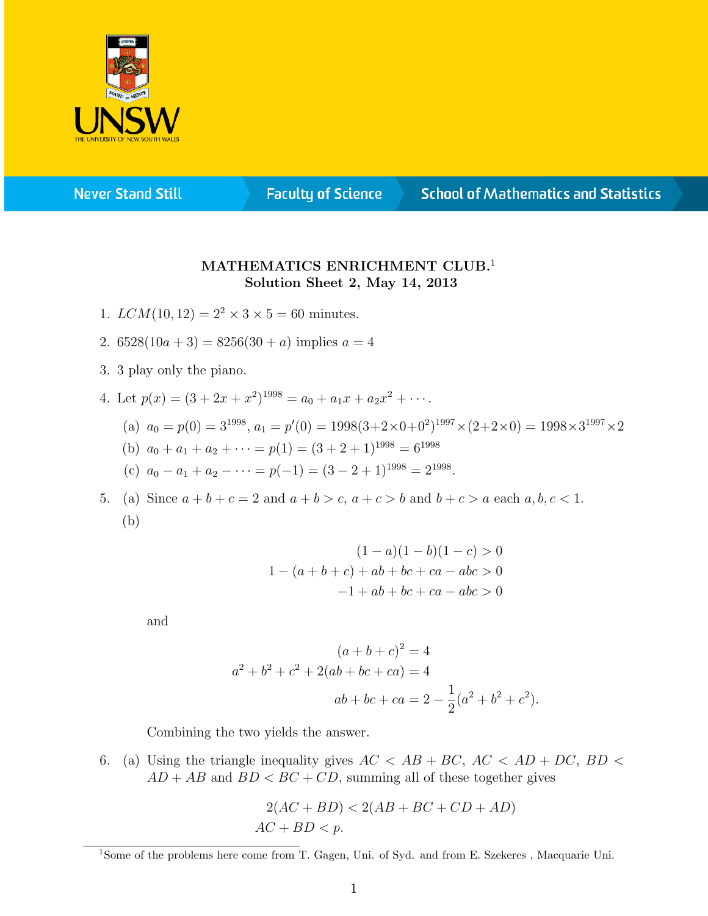**MATHEMATICS ENRICHMENT CLUB.**[1]
**Solution Sheet 2, May 14, 2013**

1. $LCM(10, 12) = 2^2 \times 3 \times 5 = 60$ minutes.

2. $6528(10a + 3) = 8256(30 + a)$ implies $a = 4$

3. 3 play only the piano.

4. Let $p(x) = (3 + 2x + x^2)^{1998} = a_0 + a_1 x + a_2 x^2 + \cdots$.

   (a) $a_0 = p(0) = 3^{1998}$, $a_1 = p'(0) = 1998(3+2\times0+0^2)^{1997}\times(2+2\times0) = 1998\times3^{1997}\times2$

   (b) $a_0 + a_1 + a_2 + \cdots = p(1) = (3 + 2 + 1)^{1998} = 6^{1998}$

   (c) $a_0 - a_1 + a_2 - \cdots = p(-1) = (3 - 2 + 1)^{1998} = 2^{1998}$.

5. (a) Since $a + b + c = 2$ and $a + b > c$, $a + c > b$ and $b + c > a$ each $a, b, c < 1$.

   (b)

$$
\begin{aligned}
(1-a)(1-b)(1-c) &> 0 \\
1-(a+b+c)+ab+bc+ca-abc &> 0 \\
-1+ab+bc+ca-abc &> 0
\end{aligned}
$$

   and

$$
\begin{aligned}
(a+b+c)^2 &= 4 \\
a^2+b^2+c^2+2(ab+bc+ca) &= 4 \\
ab+bc+ca &= 2-\frac{1}{2}(a^2+b^2+c^2).
\end{aligned}
$$

   Combining the two yields the answer.

6. (a) Using the triangle inequality gives $AC < AB + BC$, $AC < AD + DC$, $BD < AD + AB$ and $BD < BC + CD$, summing all of these together gives

$$
\begin{aligned}
2(AC + BD) &< 2(AB + BC + CD + AD) \\
AC + BD &< p.
\end{aligned}
$$

[1] Some of the problems here come from T. Gagen, Uni. of Syd. and from E. Szekeres , Macquarie Uni.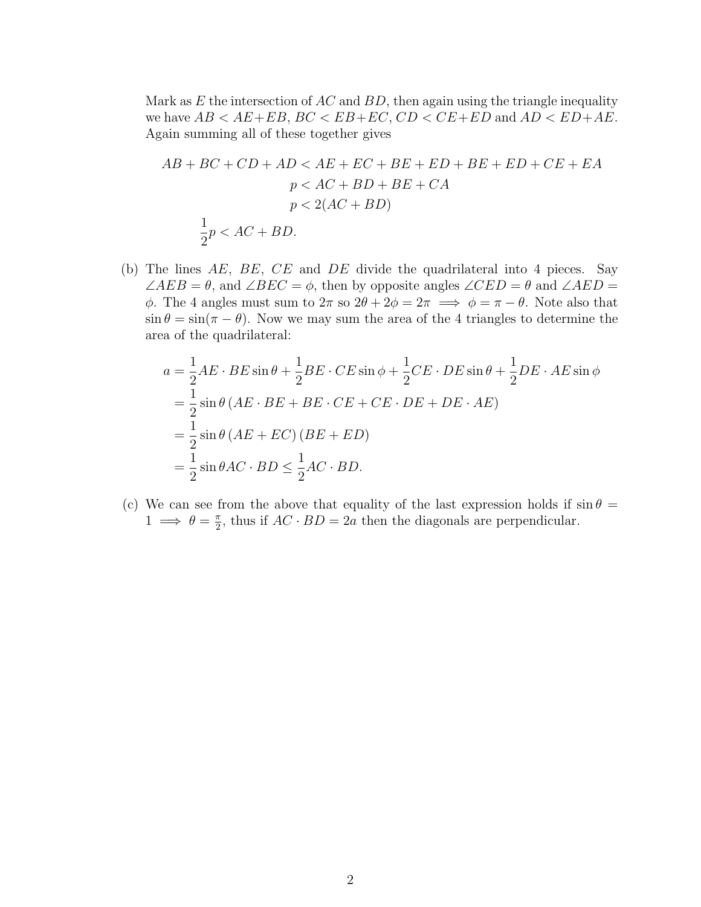Mark as $E$ the intersection of $AC$ and $BD$, then again using the triangle inequality we have $AB < AE + EB$, $BC < EB + EC$, $CD < CE + ED$ and $AD < ED + AE$. Again summing all of these together gives

$$
\begin{aligned}
AB + BC + CD + AD &< AE + EC + BE + ED + BE + ED + CE + EA \\
p &< AC + BD + BE + CA \\
p &< 2(AC + BD) \\
\frac{1}{2}p &< AC + BD.
\end{aligned}
$$

(b) The lines $AE$, $BE$, $CE$ and $DE$ divide the quadrilateral into 4 pieces. Say $\angle AEB = \theta$, and $\angle BEC = \phi$, then by opposite angles $\angle CED = \theta$ and $\angle AED = \phi$. The 4 angles must sum to $2\pi$ so $2\theta + 2\phi = 2\pi \implies \phi = \pi - \theta$. Note also that $\sin\theta = \sin(\pi - \theta)$. Now we may sum the area of the 4 triangles to determine the area of the quadrilateral:

$$
\begin{aligned}
a &= \frac{1}{2}AE \cdot BE \sin\theta + \frac{1}{2}BE \cdot CE \sin\phi + \frac{1}{2}CE \cdot DE \sin\theta + \frac{1}{2}DE \cdot AE \sin\phi \\
&= \frac{1}{2}\sin\theta \left(AE \cdot BE + BE \cdot CE + CE \cdot DE + DE \cdot AE\right) \\
&= \frac{1}{2}\sin\theta \left(AE + EC\right)\left(BE + ED\right) \\
&= \frac{1}{2}\sin\theta AC \cdot BD \leq \frac{1}{2}AC \cdot BD.
\end{aligned}
$$

(c) We can see from the above that equality of the last expression holds if $\sin\theta = 1 \implies \theta = \frac{\pi}{2}$, thus if $AC \cdot BD = 2a$ then the diagonals are perpendicular.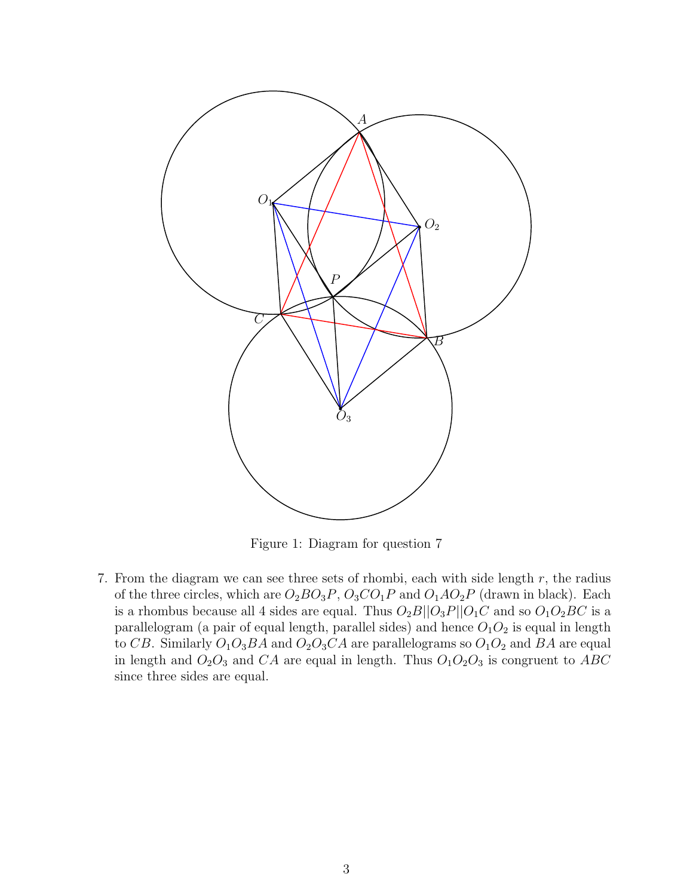Figure 1: Diagram for question 7

7. From the diagram we can see three sets of rhombi, each with side length $r$, the radius of the three circles, which are $O_2BO_3P$, $O_3CO_1P$ and $O_1AO_2P$ (drawn in black). Each is a rhombus because all 4 sides are equal. Thus $O_2B||O_3P||O_1C$ and so $O_1O_2BC$ is a parallelogram (a pair of equal length, parallel sides) and hence $O_1O_2$ is equal in length to $CB$. Similarly $O_1O_3BA$ and $O_2O_3CA$ are parallelograms so $O_1O_2$ and $BA$ are equal in length and $O_2O_3$ and $CA$ are equal in length. Thus $O_1O_2O_3$ is congruent to $ABC$ since three sides are equal.